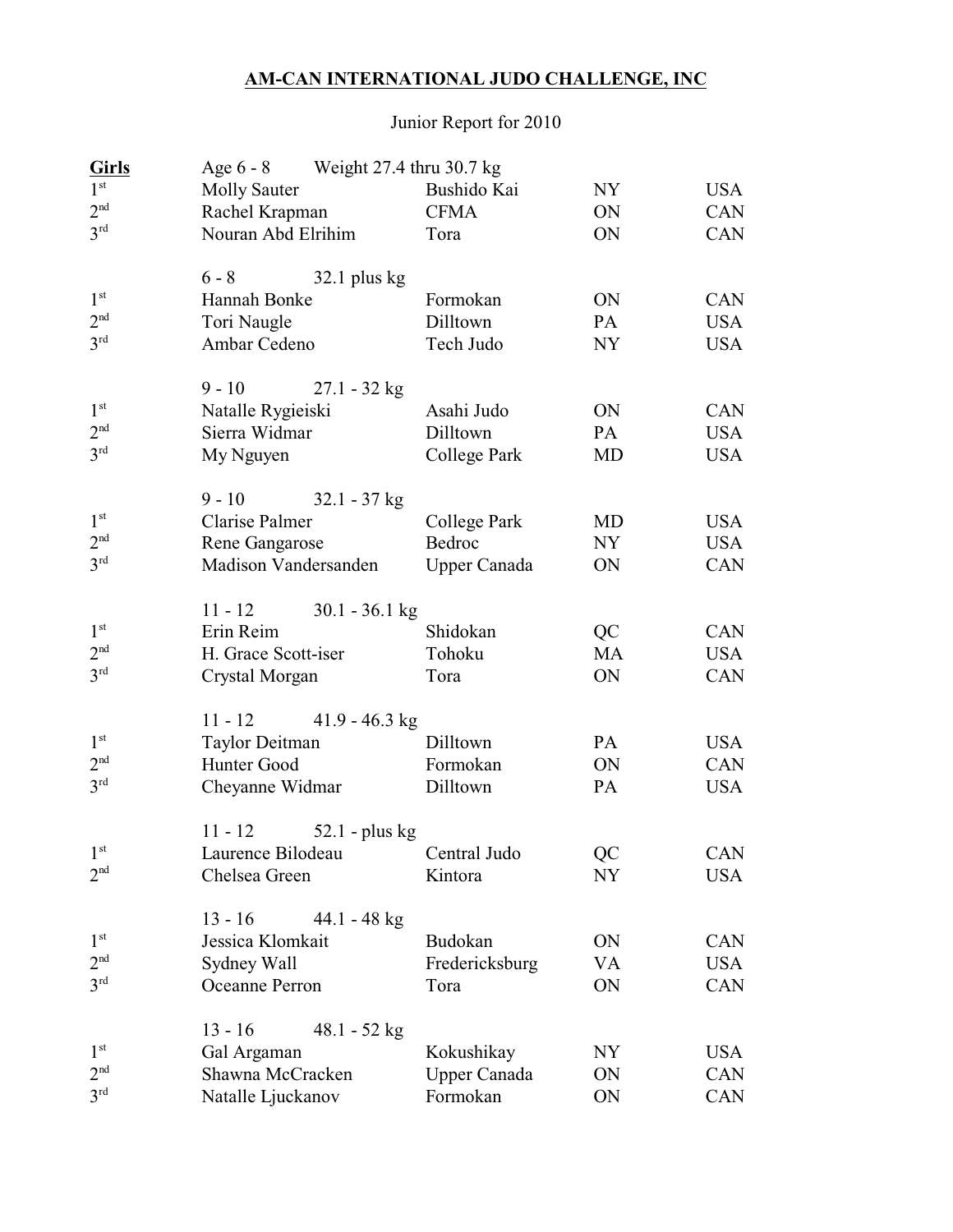# AM-CAN INTERNATIONAL JUDO CHALLENGE, INC

Junior Report for 2010

| **Girls** | Age 6 - 8 &nbsp;&nbsp; Weight 27.4 thru 30.7 kg | | | |
|---|---|---|---|---|
| 1st | Molly Sauter | Bushido Kai | NY | USA |
| 2nd | Rachel Krapman | CFMA | ON | CAN |
| 3rd | Nouran Abd Elrihim | Tora | ON | CAN |
| | 6 - 8 &nbsp;&nbsp; 32.1 plus kg | | | |
| 1st | Hannah Bonke | Formokan | ON | CAN |
| 2nd | Tori Naugle | Dilltown | PA | USA |
| 3rd | Ambar Cedeno | Tech Judo | NY | USA |
| | 9 - 10 &nbsp;&nbsp; 27.1 - 32 kg | | | |
| 1st | Natalle Rygieiski | Asahi Judo | ON | CAN |
| 2nd | Sierra Widmar | Dilltown | PA | USA |
| 3rd | My Nguyen | College Park | MD | USA |
| | 9 - 10 &nbsp;&nbsp; 32.1 - 37 kg | | | |
| 1st | Clarise Palmer | College Park | MD | USA |
| 2nd | Rene Gangarose | Bedroc | NY | USA |
| 3rd | Madison Vandersanden | Upper Canada | ON | CAN |
| | 11 - 12 &nbsp;&nbsp; 30.1 - 36.1 kg | | | |
| 1st | Erin Reim | Shidokan | QC | CAN |
| 2nd | H. Grace Scott-iser | Tohoku | MA | USA |
| 3rd | Crystal Morgan | Tora | ON | CAN |
| | 11 - 12 &nbsp;&nbsp; 41.9 - 46.3 kg | | | |
| 1st | Taylor Deitman | Dilltown | PA | USA |
| 2nd | Hunter Good | Formokan | ON | CAN |
| 3rd | Cheyanne Widmar | Dilltown | PA | USA |
| | 11 - 12 &nbsp;&nbsp; 52.1 - plus kg | | | |
| 1st | Laurence Bilodeau | Central Judo | QC | CAN |
| 2nd | Chelsea Green | Kintora | NY | USA |
| | 13 - 16 &nbsp;&nbsp; 44.1 - 48 kg | | | |
| 1st | Jessica Klomkait | Budokan | ON | CAN |
| 2nd | Sydney Wall | Fredericksburg | VA | USA |
| 3rd | Oceanne Perron | Tora | ON | CAN |
| | 13 - 16 &nbsp;&nbsp; 48.1 - 52 kg | | | |
| 1st | Gal Argaman | Kokushikay | NY | USA |
| 2nd | Shawna McCracken | Upper Canada | ON | CAN |
| 3rd | Natalle Ljuckanov | Formokan | ON | CAN |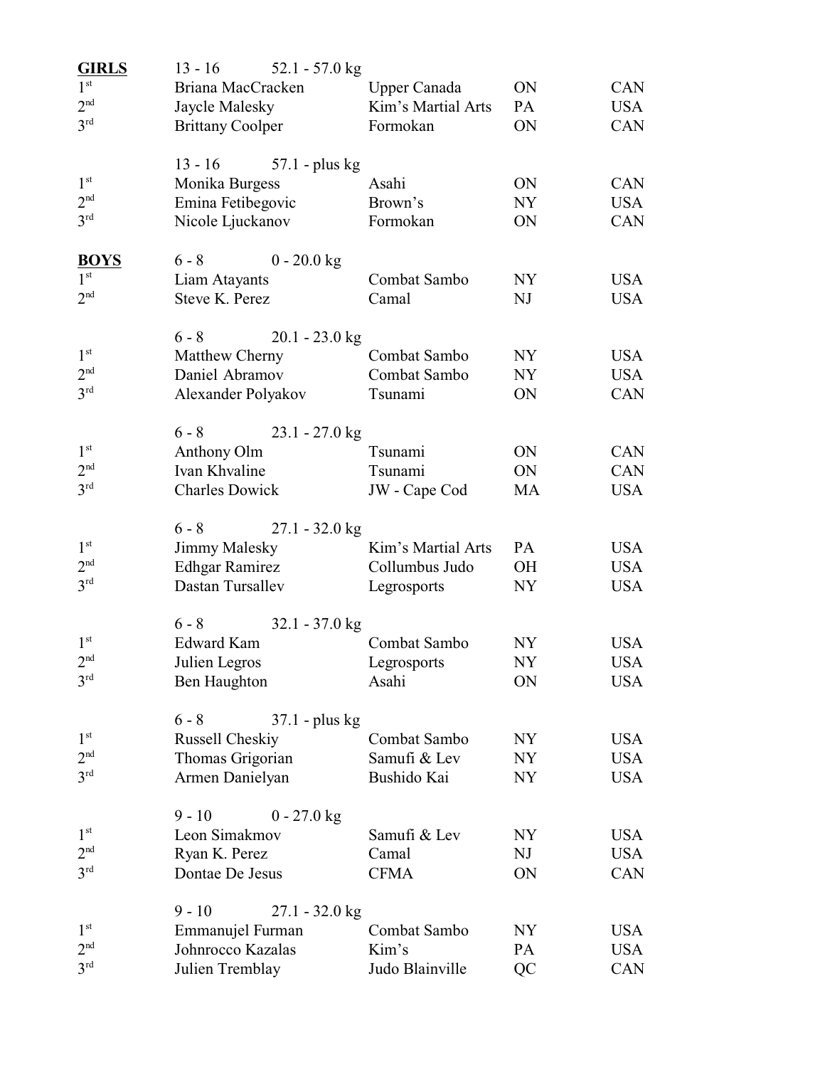| | | | | |
|---|---|---|---|---|
| **GIRLS** | 13 - 16 52.1 - 57.0 kg | | | |
| 1st | Briana MacCracken | Upper Canada | ON | CAN |
| 2nd | Jaycle Malesky | Kim's Martial Arts | PA | USA |
| 3rd | Brittany Coolper | Formokan | ON | CAN |
| | 13 - 16 57.1 - plus kg | | | |
| 1st | Monika Burgess | Asahi | ON | CAN |
| 2nd | Emina Fetibegovic | Brown's | NY | USA |
| 3rd | Nicole Ljuckanov | Formokan | ON | CAN |
| **BOYS** | 6 - 8 0 - 20.0 kg | | | |
| 1st | Liam Atayants | Combat Sambo | NY | USA |
| 2nd | Steve K. Perez | Camal | NJ | USA |
| | 6 - 8 20.1 - 23.0 kg | | | |
| 1st | Matthew Cherny | Combat Sambo | NY | USA |
| 2nd | Daniel Abramov | Combat Sambo | NY | USA |
| 3rd | Alexander Polyakov | Tsunami | ON | CAN |
| | 6 - 8 23.1 - 27.0 kg | | | |
| 1st | Anthony Olm | Tsunami | ON | CAN |
| 2nd | Ivan Khvaline | Tsunami | ON | CAN |
| 3rd | Charles Dowick | JW - Cape Cod | MA | USA |
| | 6 - 8 27.1 - 32.0 kg | | | |
| 1st | Jimmy Malesky | Kim's Martial Arts | PA | USA |
| 2nd | Edhgar Ramirez | Collumbus Judo | OH | USA |
| 3rd | Dastan Tursallev | Legrosports | NY | USA |
| | 6 - 8 32.1 - 37.0 kg | | | |
| 1st | Edward Kam | Combat Sambo | NY | USA |
| 2nd | Julien Legros | Legrosports | NY | USA |
| 3rd | Ben Haughton | Asahi | ON | USA |
| | 6 - 8 37.1 - plus kg | | | |
| 1st | Russell Cheskiy | Combat Sambo | NY | USA |
| 2nd | Thomas Grigorian | Samufi & Lev | NY | USA |
| 3rd | Armen Danielyan | Bushido Kai | NY | USA |
| | 9 - 10 0 - 27.0 kg | | | |
| 1st | Leon Simakmov | Samufi & Lev | NY | USA |
| 2nd | Ryan K. Perez | Camal | NJ | USA |
| 3rd | Dontae De Jesus | CFMA | ON | CAN |
| | 9 - 10 27.1 - 32.0 kg | | | |
| 1st | Emmanujel Furman | Combat Sambo | NY | USA |
| 2nd | Johnrocco Kazalas | Kim's | PA | USA |
| 3rd | Julien Tremblay | Judo Blainville | QC | CAN |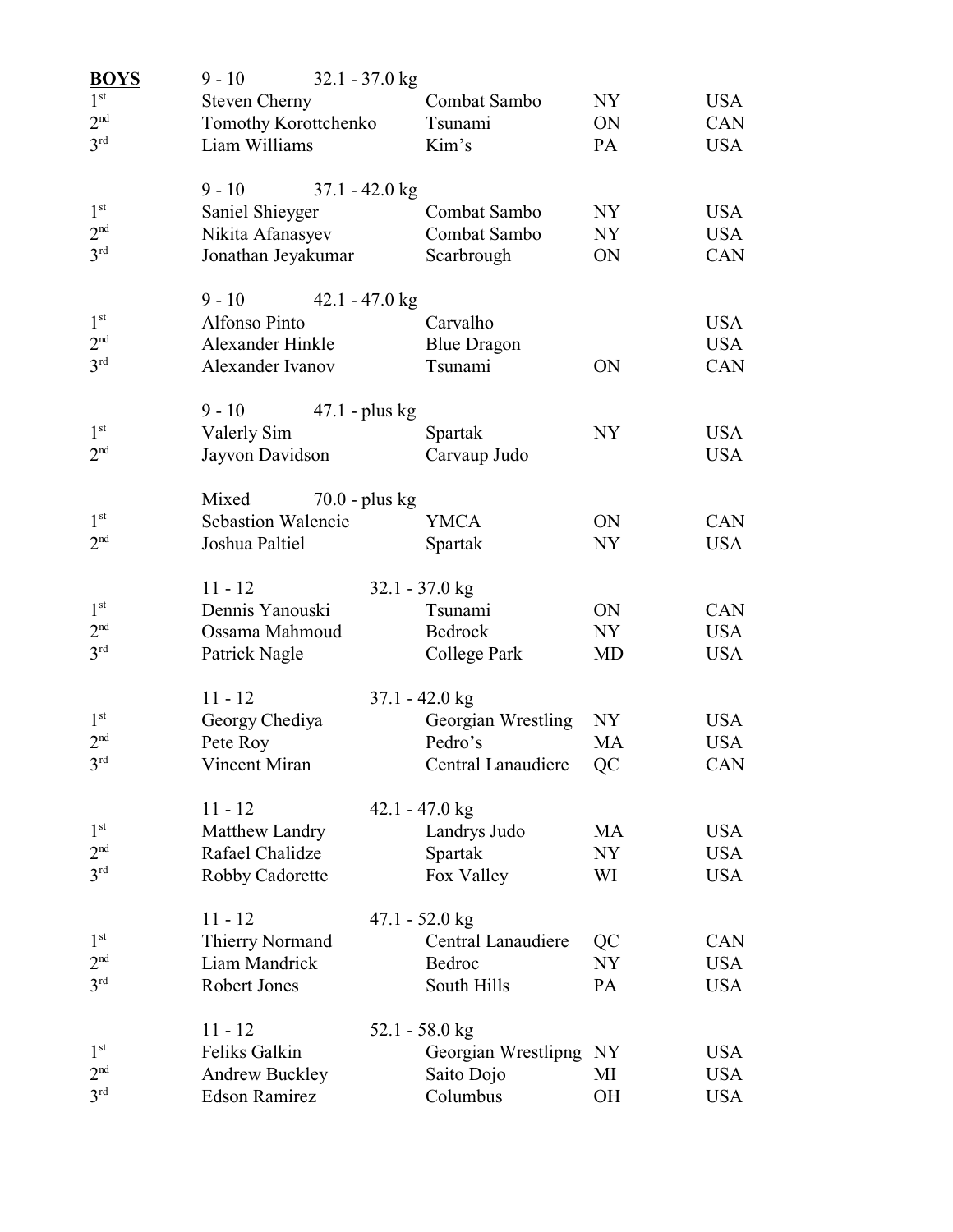**BOYS**

| Place | Name | Club | State/Prov | Country |
|---|---|---|---|---|
| | **9 - 10 32.1 - 37.0 kg** | | | |
| 1st | Steven Cherny | Combat Sambo | NY | USA |
| 2nd | Tomothy Korottchenko | Tsunami | ON | CAN |
| 3rd | Liam Williams | Kim's | PA | USA |
| | **9 - 10 37.1 - 42.0 kg** | | | |
| 1st | Saniel Shieyger | Combat Sambo | NY | USA |
| 2nd | Nikita Afanasyev | Combat Sambo | NY | USA |
| 3rd | Jonathan Jeyakumar | Scarbrough | ON | CAN |
| | **9 - 10 42.1 - 47.0 kg** | | | |
| 1st | Alfonso Pinto | Carvalho | | USA |
| 2nd | Alexander Hinkle | Blue Dragon | | USA |
| 3rd | Alexander Ivanov | Tsunami | ON | CAN |
| | **9 - 10 47.1 - plus kg** | | | |
| 1st | Valerly Sim | Spartak | NY | USA |
| 2nd | Jayvon Davidson | Carvaup Judo | | USA |
| | **Mixed 70.0 - plus kg** | | | |
| 1st | Sebastion Walencie | YMCA | ON | CAN |
| 2nd | Joshua Paltiel | Spartak | NY | USA |
| | **11 - 12 32.1 - 37.0 kg** | | | |
| 1st | Dennis Yanouski | Tsunami | ON | CAN |
| 2nd | Ossama Mahmoud | Bedrock | NY | USA |
| 3rd | Patrick Nagle | College Park | MD | USA |
| | **11 - 12 37.1 - 42.0 kg** | | | |
| 1st | Georgy Chediya | Georgian Wrestling | NY | USA |
| 2nd | Pete Roy | Pedro's | MA | USA |
| 3rd | Vincent Miran | Central Lanaudiere | QC | CAN |
| | **11 - 12 42.1 - 47.0 kg** | | | |
| 1st | Matthew Landry | Landrys Judo | MA | USA |
| 2nd | Rafael Chalidze | Spartak | NY | USA |
| 3rd | Robby Cadorette | Fox Valley | WI | USA |
| | **11 - 12 47.1 - 52.0 kg** | | | |
| 1st | Thierry Normand | Central Lanaudiere | QC | CAN |
| 2nd | Liam Mandrick | Bedroc | NY | USA |
| 3rd | Robert Jones | South Hills | PA | USA |
| | **11 - 12 52.1 - 58.0 kg** | | | |
| 1st | Feliks Galkin | Georgian Wrestlipng | NY | USA |
| 2nd | Andrew Buckley | Saito Dojo | MI | USA |
| 3rd | Edson Ramirez | Columbus | OH | USA |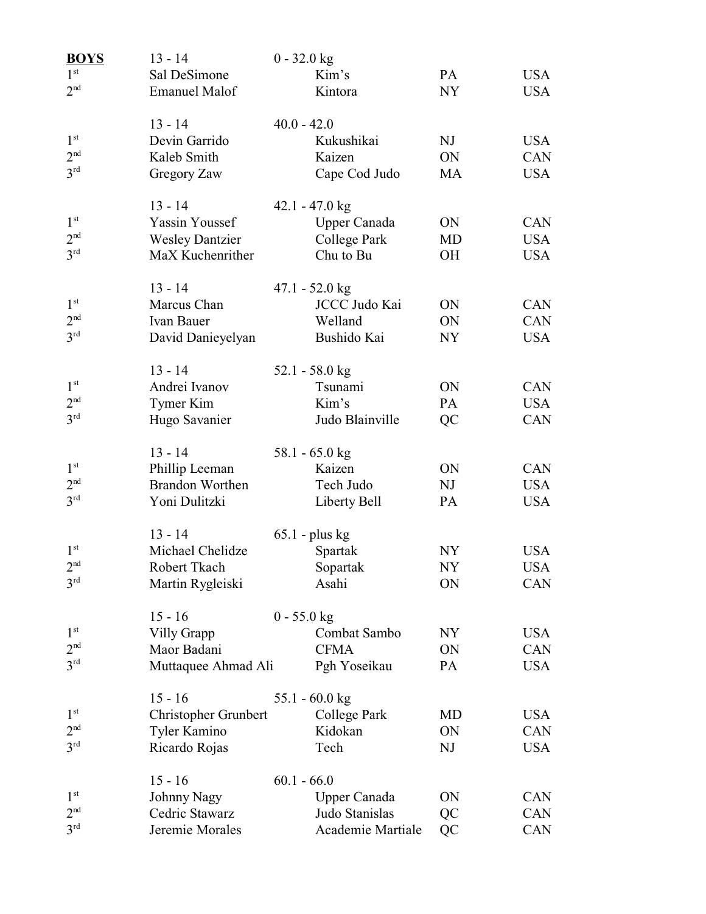**BOYS** 13 - 14 0 - 32.0 kg

| Place | Name | Club | State/Prov | Country |
|---|---|---|---|---|
| 1st | Sal DeSimone | Kim's | PA | USA |
| 2nd | Emanuel Malof | Kintora | NY | USA |

13 - 14 40.0 - 42.0

| Place | Name | Club | State/Prov | Country |
|---|---|---|---|---|
| 1st | Devin Garrido | Kukushikai | NJ | USA |
| 2nd | Kaleb Smith | Kaizen | ON | CAN |
| 3rd | Gregory Zaw | Cape Cod Judo | MA | USA |

13 - 14 42.1 - 47.0 kg

| Place | Name | Club | State/Prov | Country |
|---|---|---|---|---|
| 1st | Yassin Youssef | Upper Canada | ON | CAN |
| 2nd | Wesley Dantzier | College Park | MD | USA |
| 3rd | MaX Kuchenrither | Chu to Bu | OH | USA |

13 - 14 47.1 - 52.0 kg

| Place | Name | Club | State/Prov | Country |
|---|---|---|---|---|
| 1st | Marcus Chan | JCCC Judo Kai | ON | CAN |
| 2nd | Ivan Bauer | Welland | ON | CAN |
| 3rd | David Danieyelyan | Bushido Kai | NY | USA |

13 - 14 52.1 - 58.0 kg

| Place | Name | Club | State/Prov | Country |
|---|---|---|---|---|
| 1st | Andrei Ivanov | Tsunami | ON | CAN |
| 2nd | Tymer Kim | Kim's | PA | USA |
| 3rd | Hugo Savanier | Judo Blainville | QC | CAN |

13 - 14 58.1 - 65.0 kg

| Place | Name | Club | State/Prov | Country |
|---|---|---|---|---|
| 1st | Phillip Leeman | Kaizen | ON | CAN |
| 2nd | Brandon Worthen | Tech Judo | NJ | USA |
| 3rd | Yoni Dulitzki | Liberty Bell | PA | USA |

13 - 14 65.1 - plus kg

| Place | Name | Club | State/Prov | Country |
|---|---|---|---|---|
| 1st | Michael Chelidze | Spartak | NY | USA |
| 2nd | Robert Tkach | Sopartak | NY | USA |
| 3rd | Martin Rygleiski | Asahi | ON | CAN |

15 - 16 0 - 55.0 kg

| Place | Name | Club | State/Prov | Country |
|---|---|---|---|---|
| 1st | Villy Grapp | Combat Sambo | NY | USA |
| 2nd | Maor Badani | CFMA | ON | CAN |
| 3rd | Muttaquee Ahmad Ali | Pgh Yoseikau | PA | USA |

15 - 16 55.1 - 60.0 kg

| Place | Name | Club | State/Prov | Country |
|---|---|---|---|---|
| 1st | Christopher Grunbert | College Park | MD | USA |
| 2nd | Tyler Kamino | Kidokan | ON | CAN |
| 3rd | Ricardo Rojas | Tech | NJ | USA |

15 - 16 60.1 - 66.0

| Place | Name | Club | State/Prov | Country |
|---|---|---|---|---|
| 1st | Johnny Nagy | Upper Canada | ON | CAN |
| 2nd | Cedric Stawarz | Judo Stanislas | QC | CAN |
| 3rd | Jeremie Morales | Academie Martiale | QC | CAN |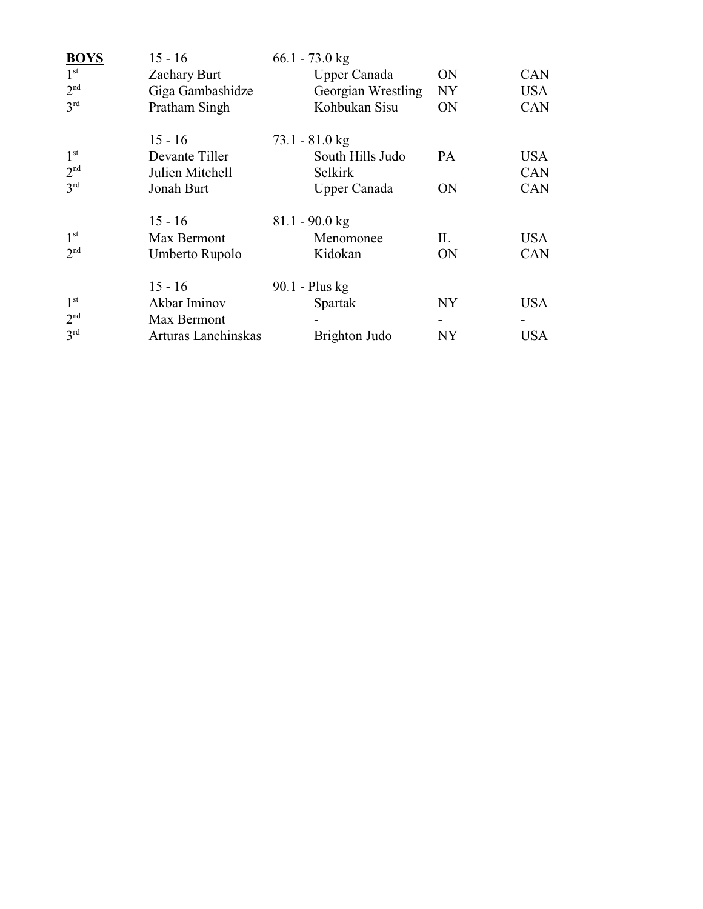| | | | | |
|---|---|---|---|---|
| **BOYS** | 15 - 16 | 66.1 - 73.0 kg | | |
| 1st | Zachary Burt | Upper Canada | ON | CAN |
| 2nd | Giga Gambashidze | Georgian Wrestling | NY | USA |
| 3rd | Pratham Singh | Kohbukan Sisu | ON | CAN |
| | 15 - 16 | 73.1 - 81.0 kg | | |
| 1st | Devante Tiller | South Hills Judo | PA | USA |
| 2nd | Julien Mitchell | Selkirk | | CAN |
| 3rd | Jonah Burt | Upper Canada | ON | CAN |
| | 15 - 16 | 81.1 - 90.0 kg | | |
| 1st | Max Bermont | Menomonee | IL | USA |
| 2nd | Umberto Rupolo | Kidokan | ON | CAN |
| | 15 - 16 | 90.1 - Plus kg | | |
| 1st | Akbar Iminov | Spartak | NY | USA |
| 2nd | Max Bermont | - | - | - |
| 3rd | Arturas Lanchinskas | Brighton Judo | NY | USA |